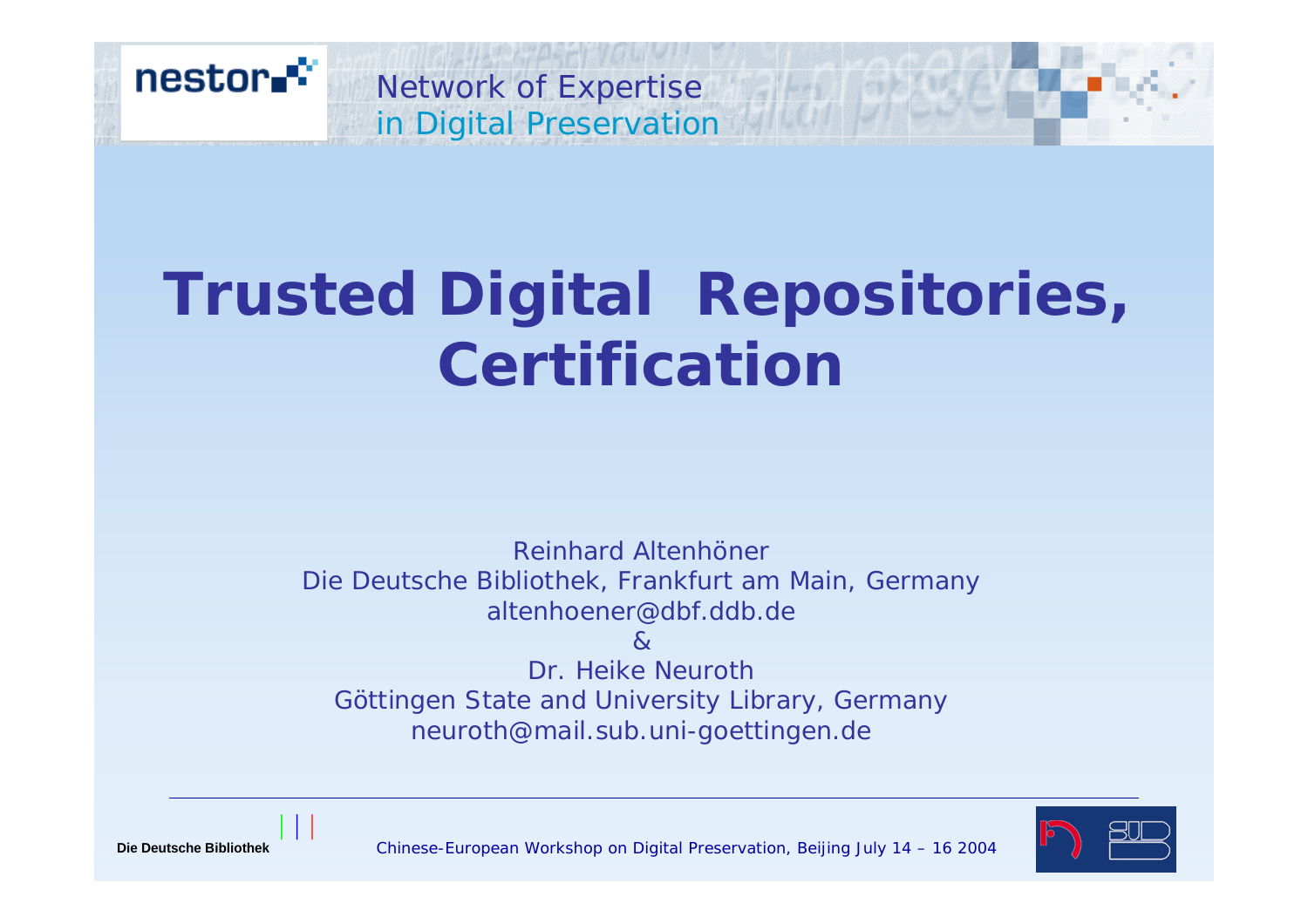nestor

Network of Expertise in Digital Preservation

# Trusted Digital Repositories, Certification

Reinhard Altenhöner
Die Deutsche Bibliothek, Frankfurt am Main, Germany
altenhoener@dbf.ddb.de
&
Dr. Heike Neuroth
Göttingen State and University Library, Germany
neuroth@mail.sub.uni-goettingen.de

Die Deutsche Bibliothek

*Chinese-European Workshop on Digital Preservation, Beijing July 14 – 16 2004*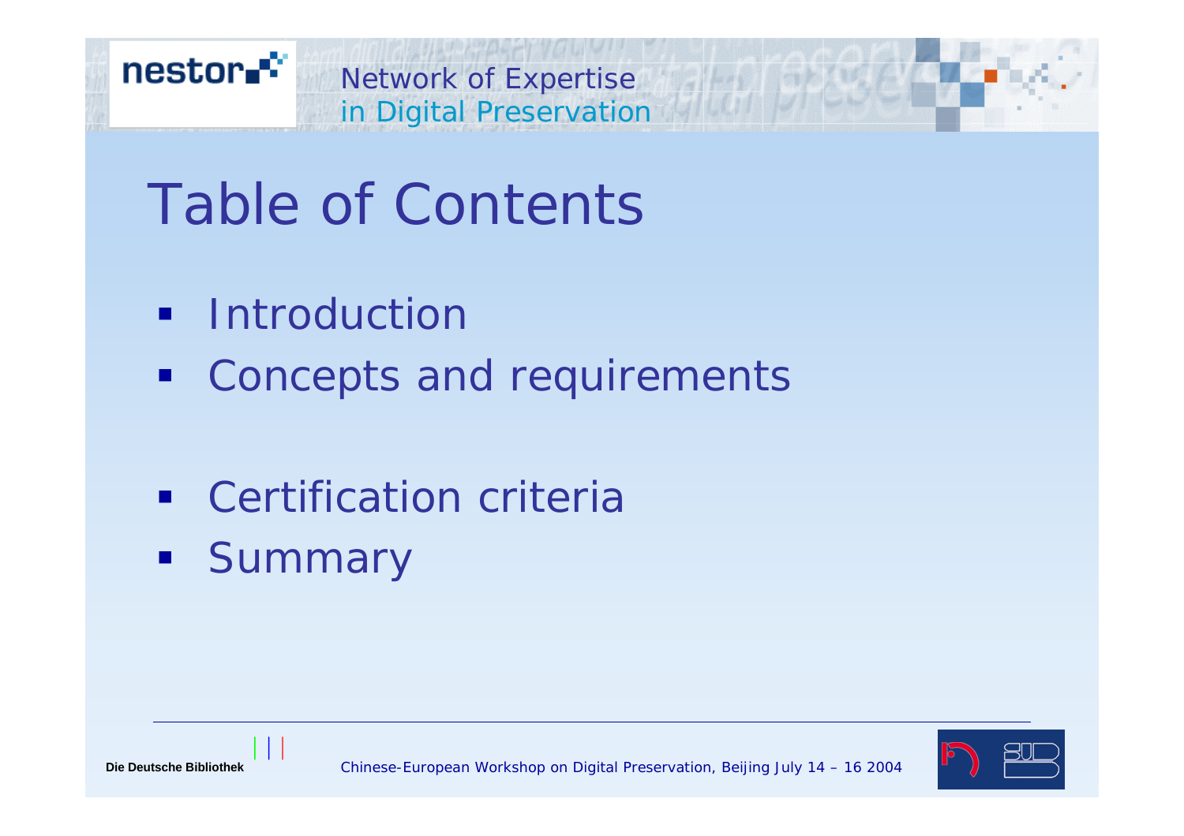# Table of Contents

- Introduction
- Concepts and requirements
- Certification criteria
- Summary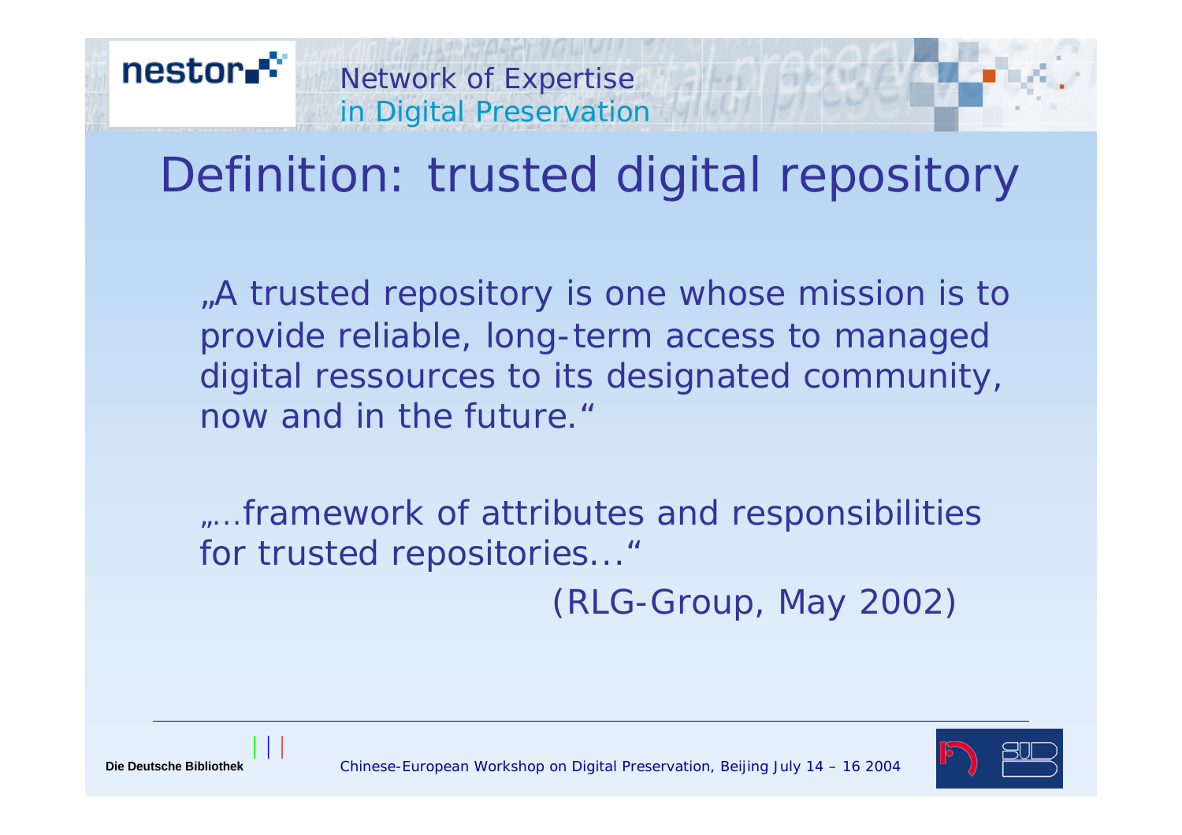# Definition: trusted digital repository

„A trusted repository is one whose mission is to provide reliable, long-term access to managed digital ressources to its designated community, now and in the future."

„...framework of attributes and responsibilities for trusted repositories..."

(RLG-Group, May 2002)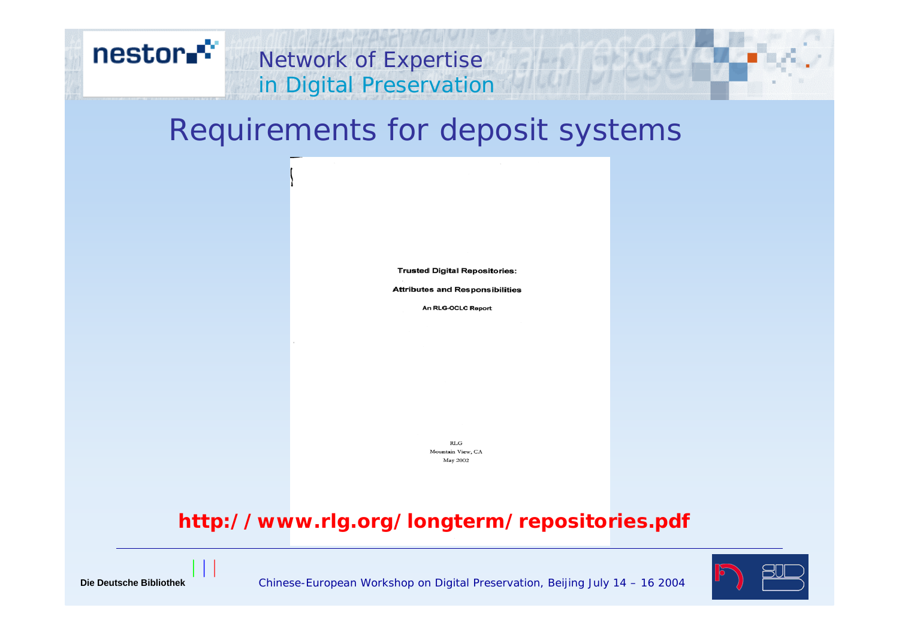# Requirements for deposit systems

**Trusted Digital Repositories:**

**Attributes and Responsibilities**

**An RLG-OCLC Report**

RLG
Mountain View, CA
May 2002

**http://www.rlg.org/longterm/repositories.pdf**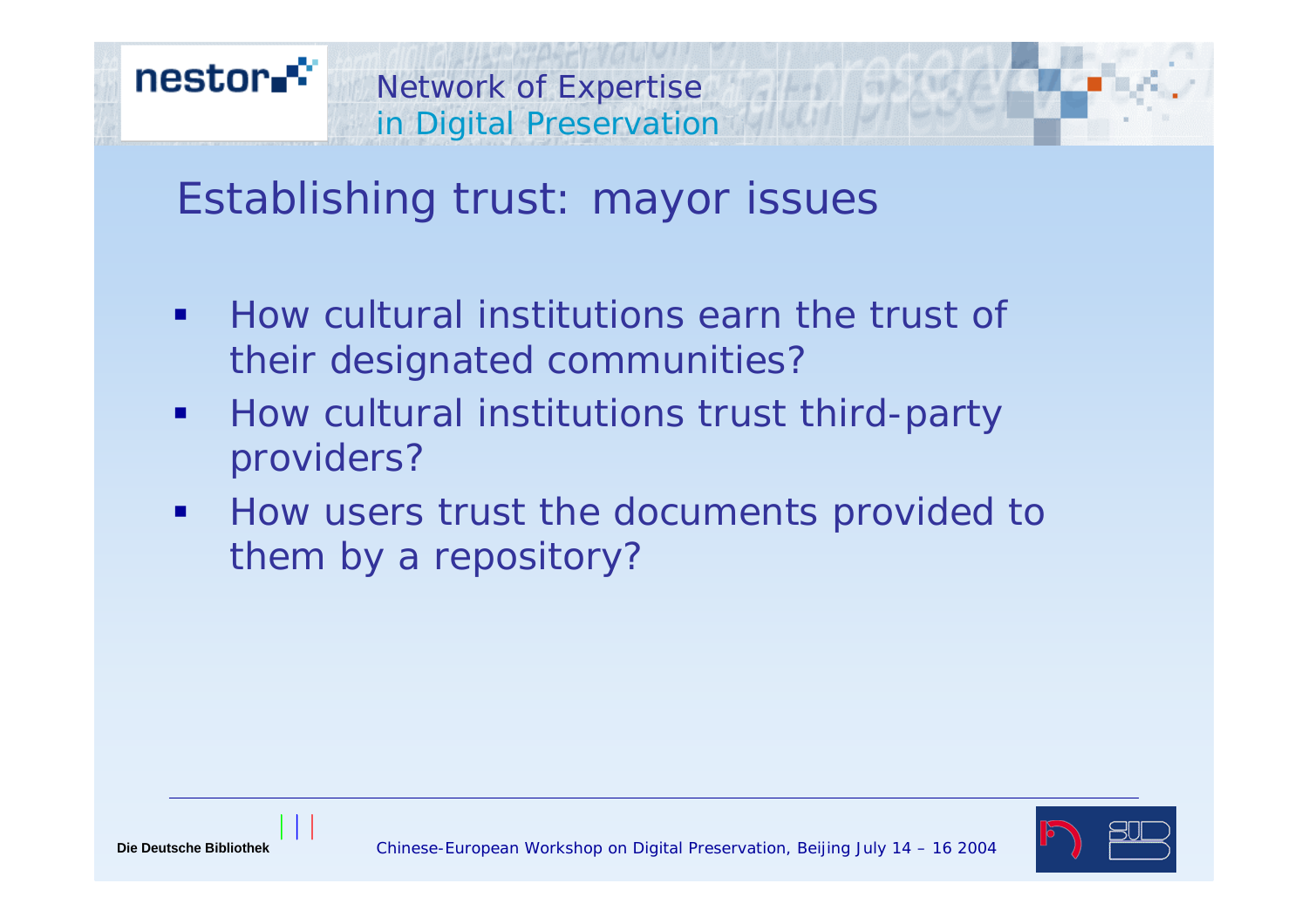# Establishing trust: mayor issues

- How cultural institutions earn the trust of their designated communities?
- How cultural institutions trust third-party providers?
- How users trust the documents provided to them by a repository?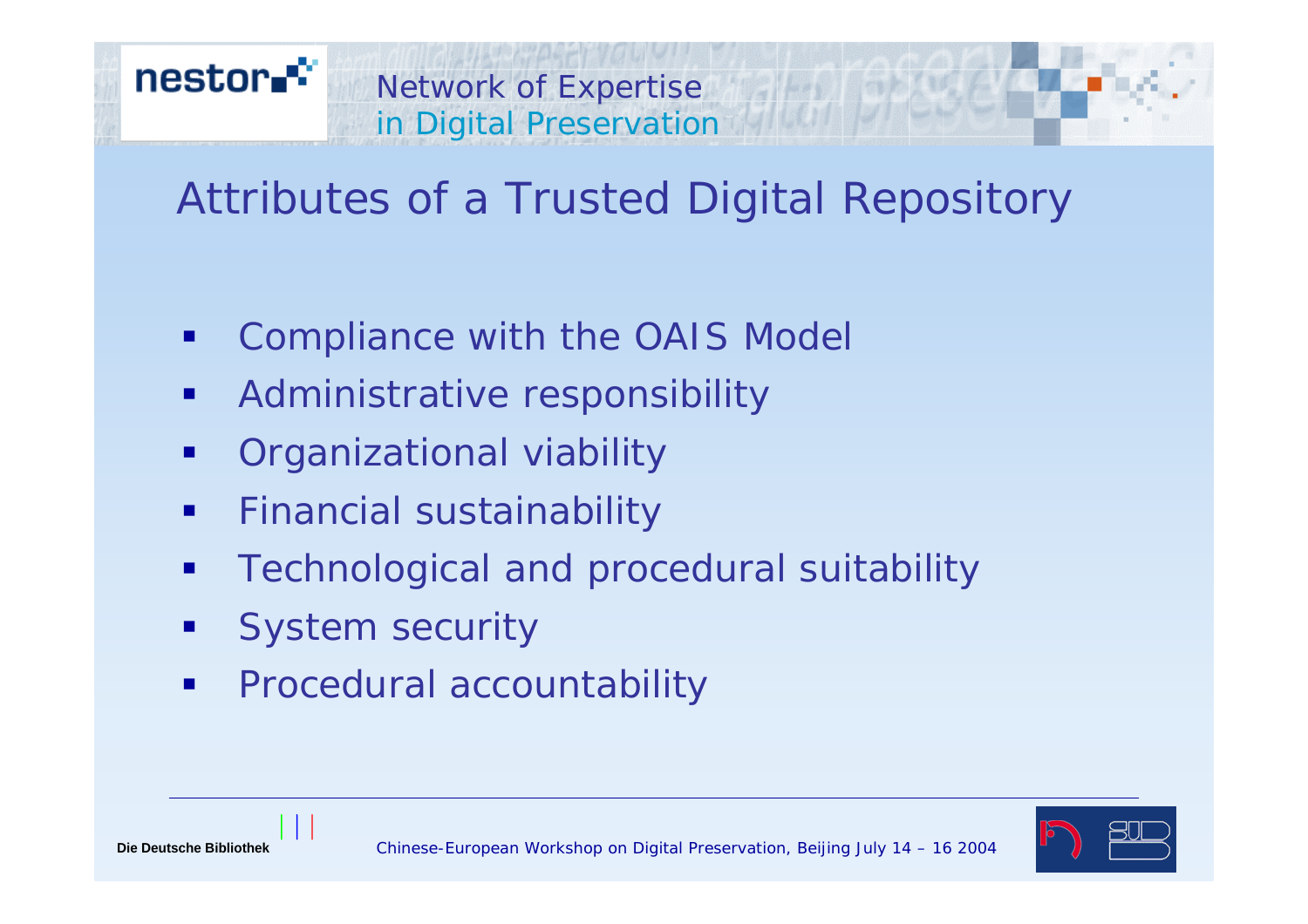# Attributes of a Trusted Digital Repository

- Compliance with the OAIS Model
- Administrative responsibility
- Organizational viability
- Financial sustainability
- Technological and procedural suitability
- System security
- Procedural accountability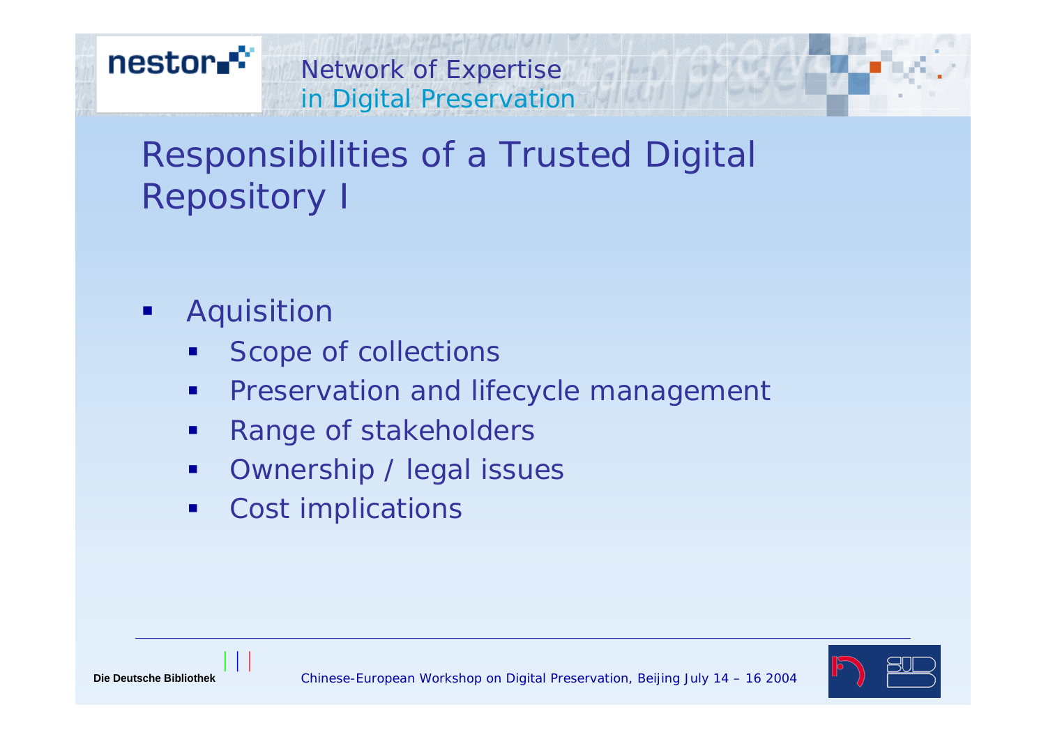# Responsibilities of a Trusted Digital Repository I

- Aquisition
  - Scope of collections
  - Preservation and lifecycle management
  - Range of stakeholders
  - Ownership / legal issues
  - Cost implications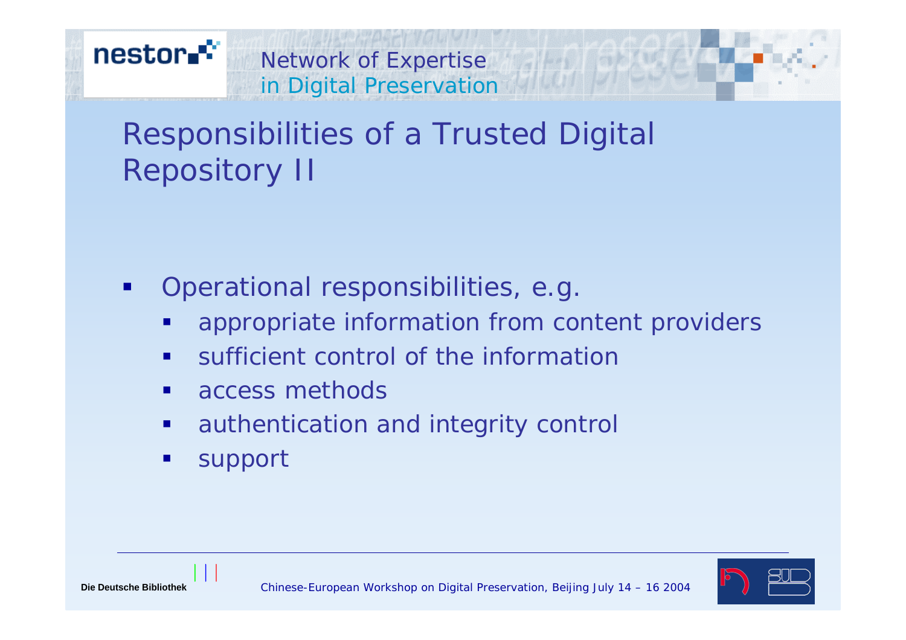# Responsibilities of a Trusted Digital Repository II

- Operational responsibilities, e.g.
  - appropriate information from content providers
  - sufficient control of the information
  - access methods
  - authentication and integrity control
  - support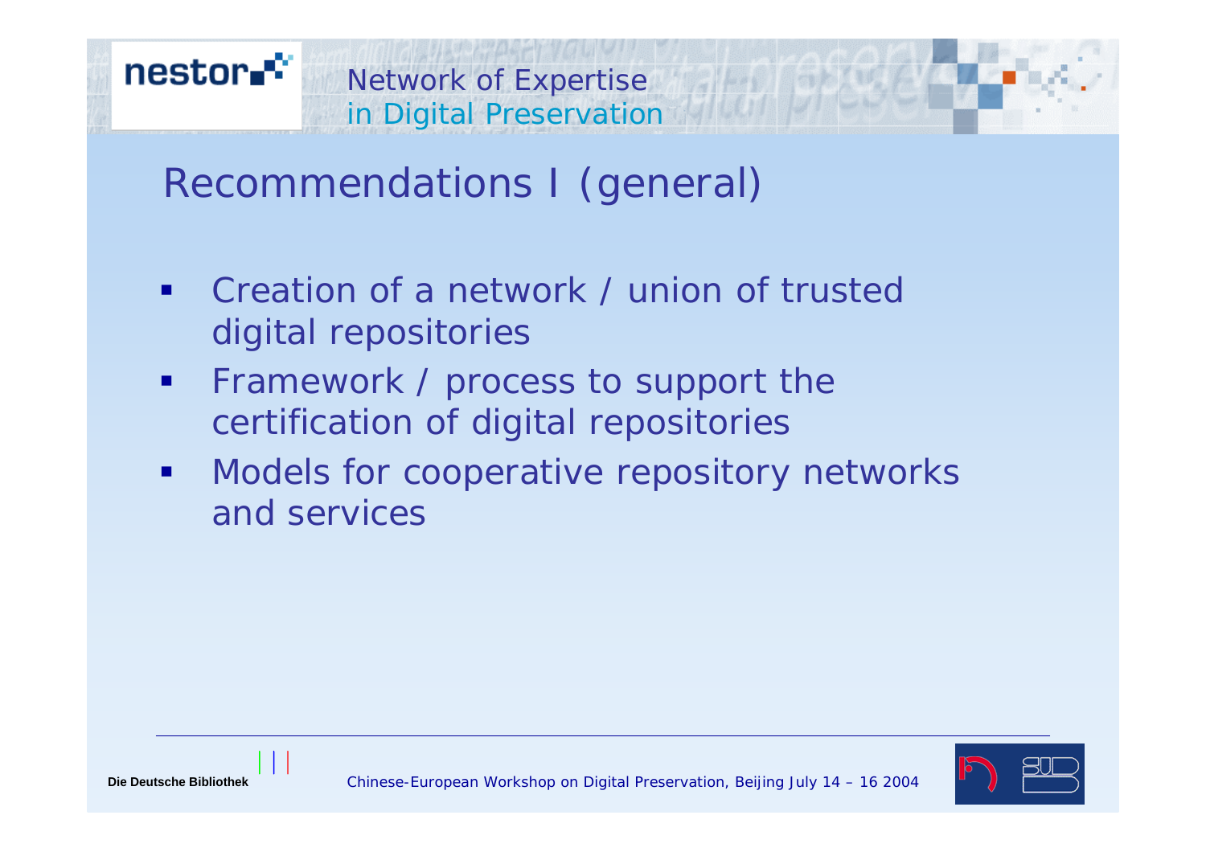# Recommendations I (general)

- Creation of a network / union of trusted digital repositories
- Framework / process to support the certification of digital repositories
- Models for cooperative repository networks and services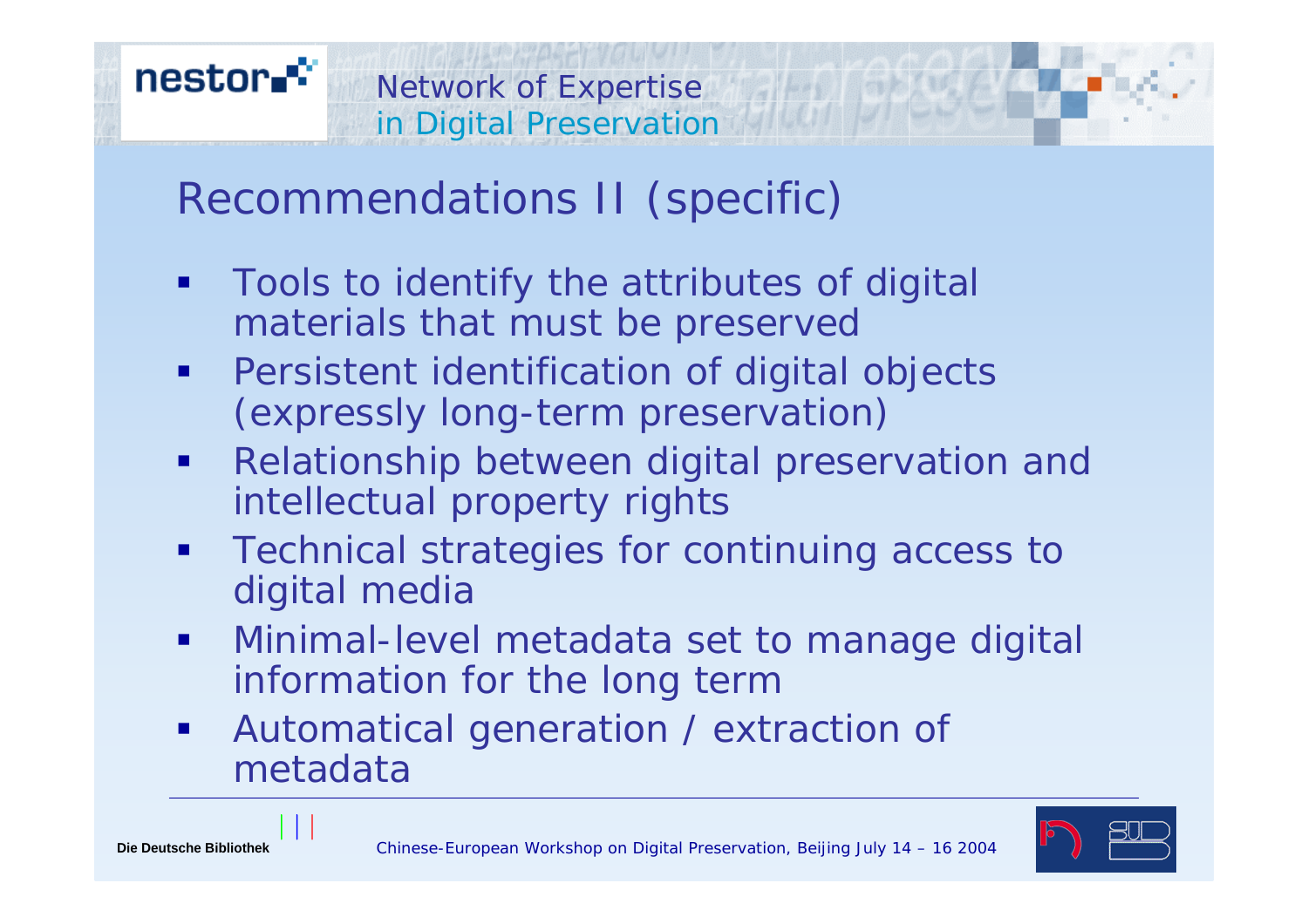## Recommendations II (specific)

- Tools to identify the attributes of digital materials that must be preserved
- Persistent identification of digital objects (expressly long-term preservation)
- Relationship between digital preservation and intellectual property rights
- Technical strategies for continuing access to digital media
- Minimal-level metadata set to manage digital information for the long term
- Automatical generation / extraction of metadata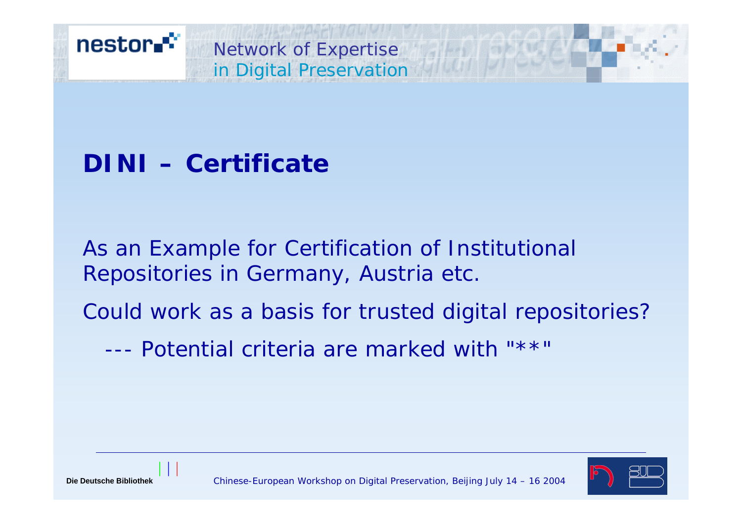## DINI – Certificate

As an Example for Certification of Institutional Repositories in Germany, Austria etc.

Could work as a basis for trusted digital repositories?

--- Potential criteria are marked with "**"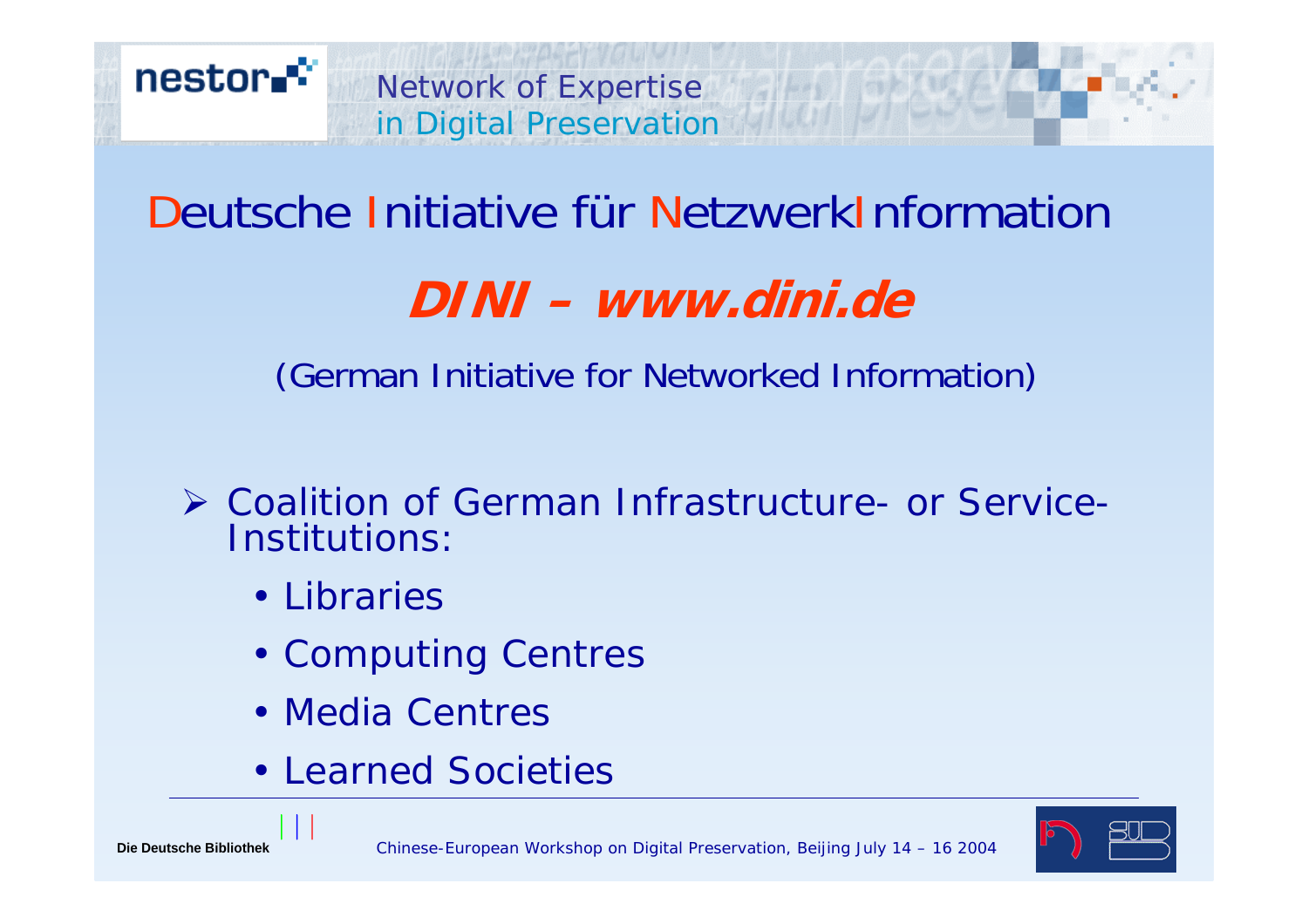# Deutsche Initiative für NetzwerkInformation

## DINI – www.dini.de

(German Initiative for Networked Information)

- Coalition of German Infrastructure- or Service-Institutions:
  - Libraries
  - Computing Centres
  - Media Centres
  - Learned Societies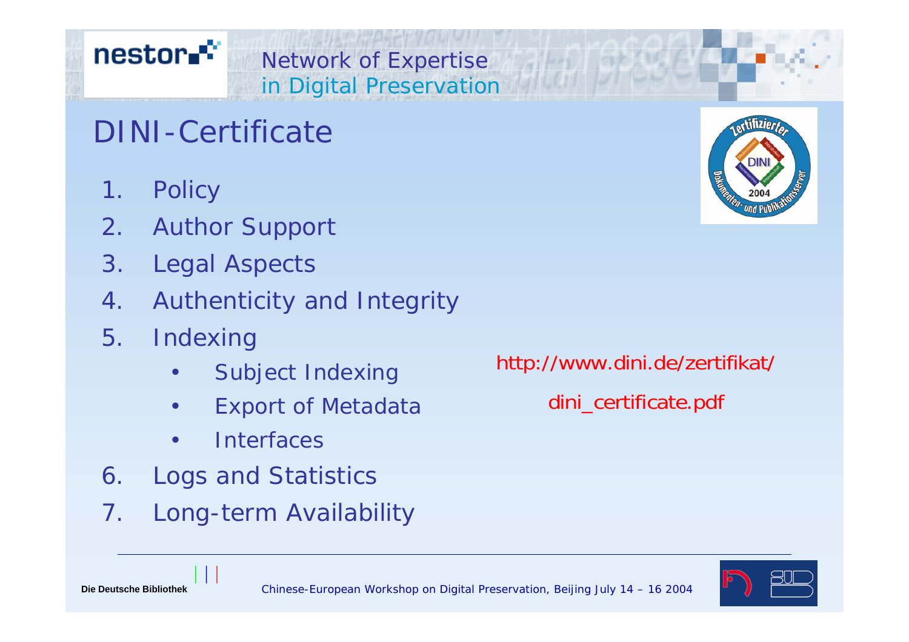# DINI-Certificate

1. Policy
2. Author Support
3. Legal Aspects
4. Authenticity and Integrity
5. Indexing
   - Subject Indexing
   - Export of Metadata
   - Interfaces
6. Logs and Statistics
7. Long-term Availability

http://www.dini.de/zertifikat/dini_certificate.pdf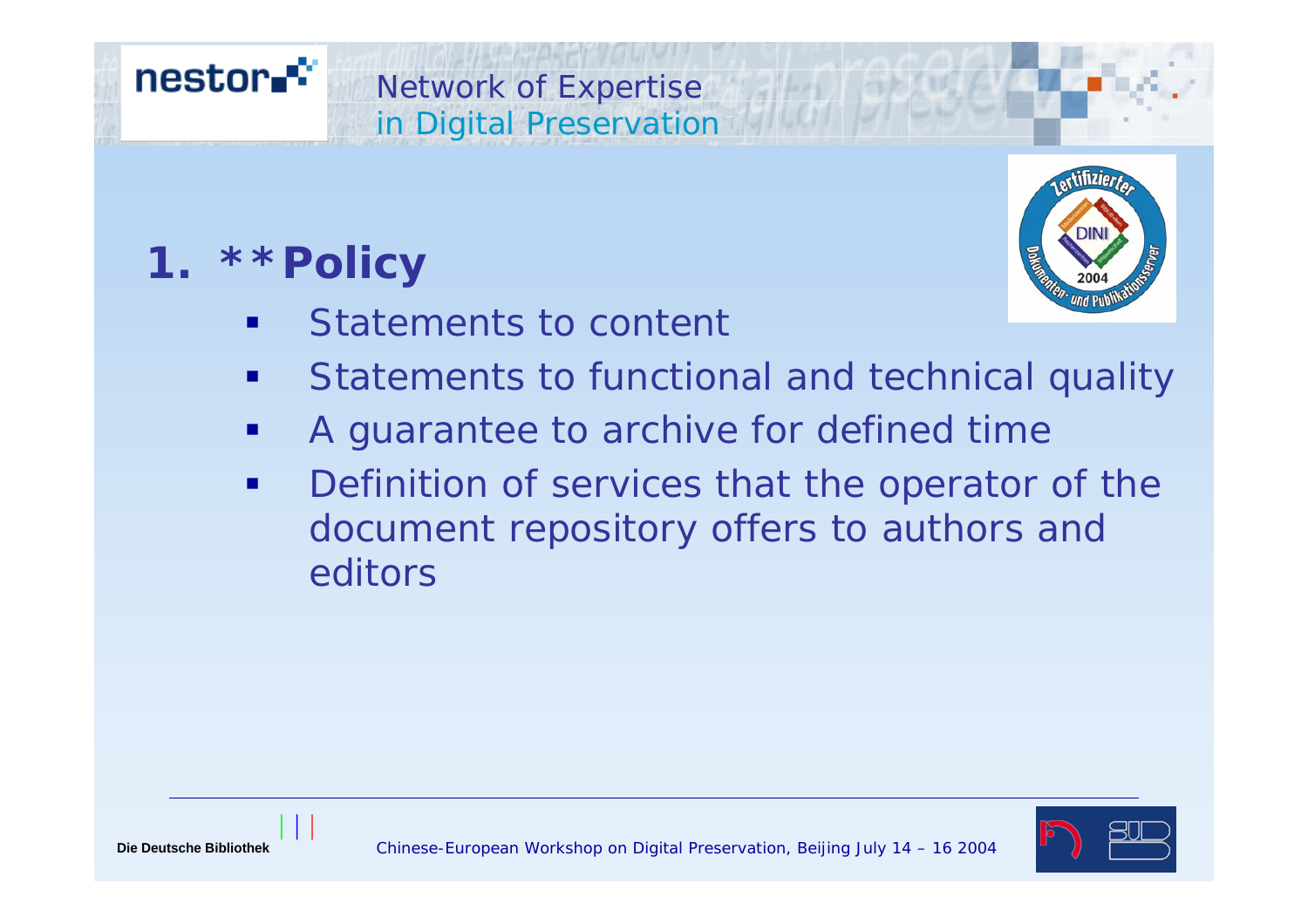## 1. **Policy

- Statements to content
- Statements to functional and technical quality
- A guarantee to archive for defined time
- Definition of services that the operator of the document repository offers to authors and editors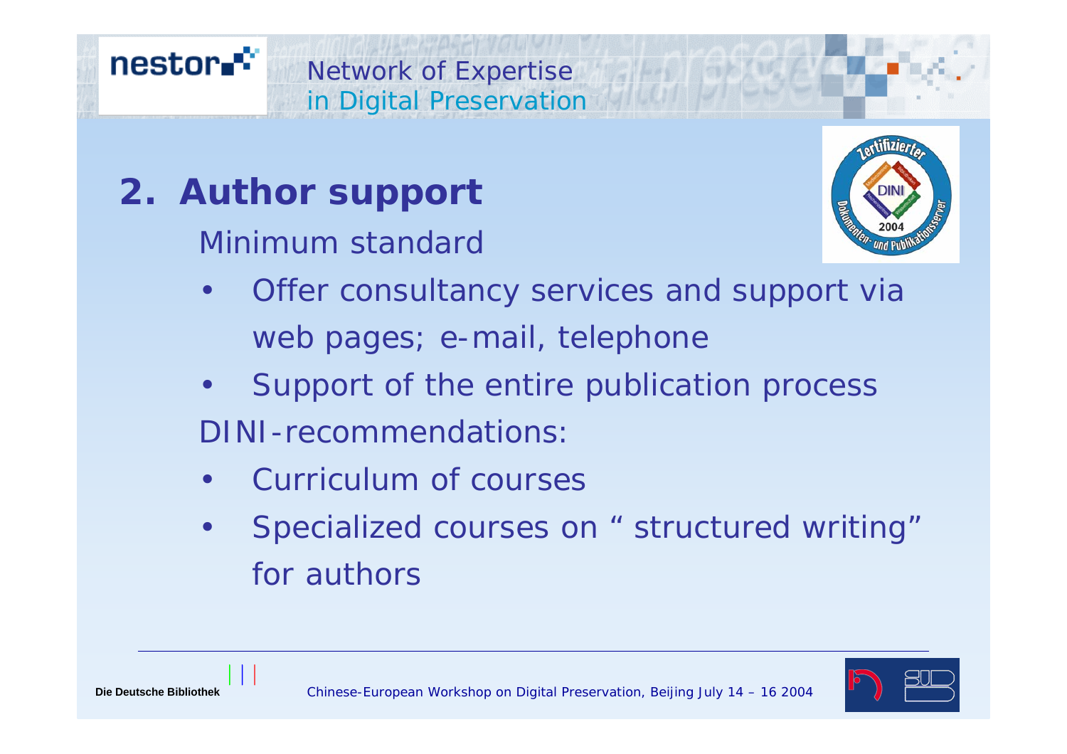## 2. Author support

Minimum standard

- Offer consultancy services and support via web pages; e-mail, telephone
- Support of the entire publication process

DINI-recommendations:

- Curriculum of courses
- Specialized courses on " structured writing" for authors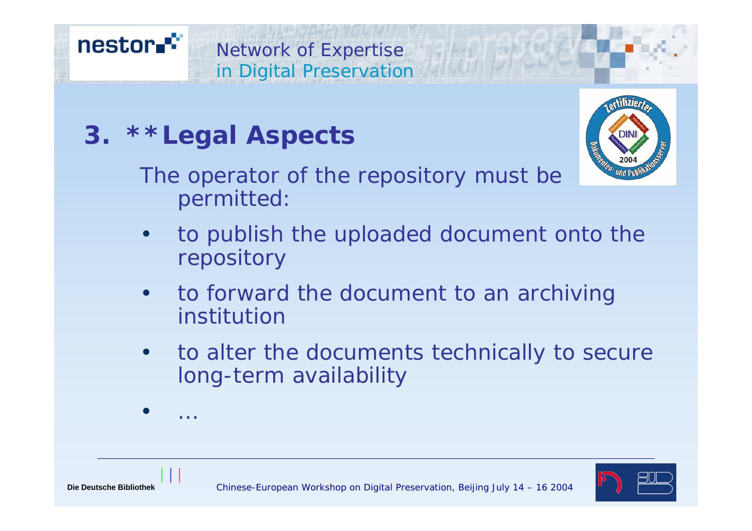# 3. **Legal Aspects

The operator of the repository must be permitted:

- to publish the uploaded document onto the repository
- to forward the document to an archiving institution
- to alter the documents technically to secure long-term availability
- …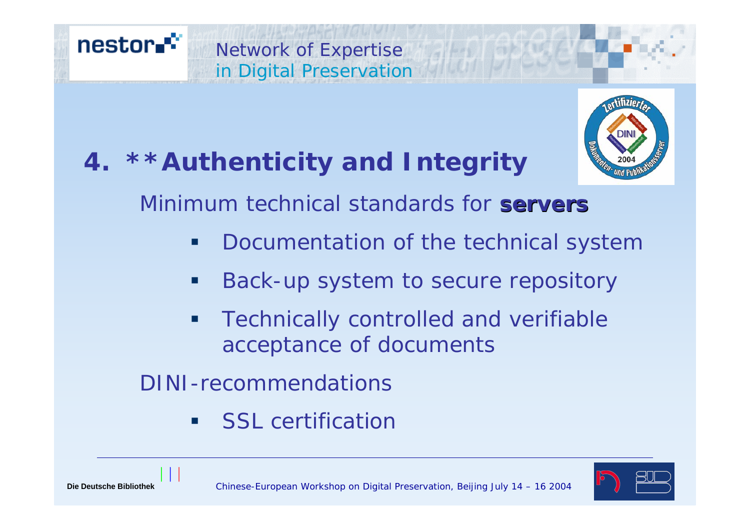# 4. **Authenticity and Integrity

Minimum technical standards for **servers**

- Documentation of the technical system
- Back-up system to secure repository
- Technically controlled and verifiable acceptance of documents

DINI-recommendations

- SSL certification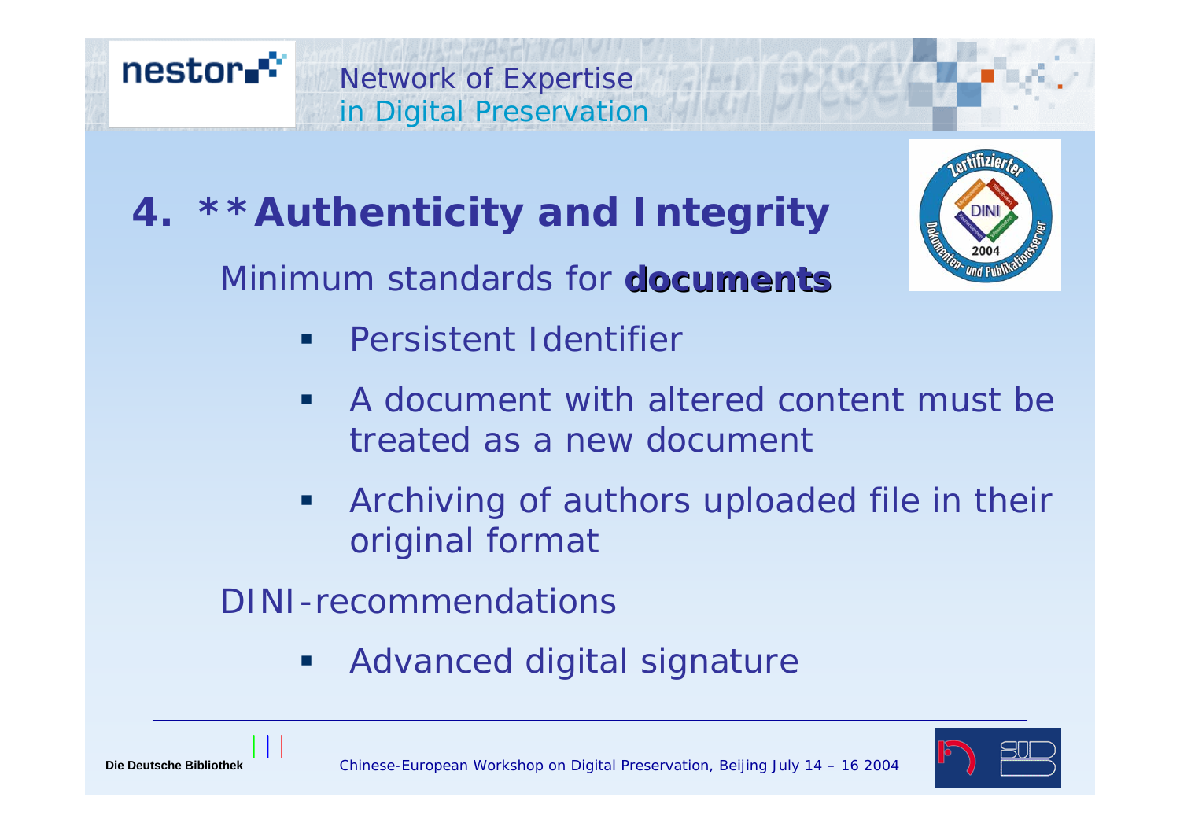# 4. **Authenticity and Integrity

Minimum standards for **documents**

- Persistent Identifier
- A document with altered content must be treated as a new document
- Archiving of authors uploaded file in their original format

DINI-recommendations

- Advanced digital signature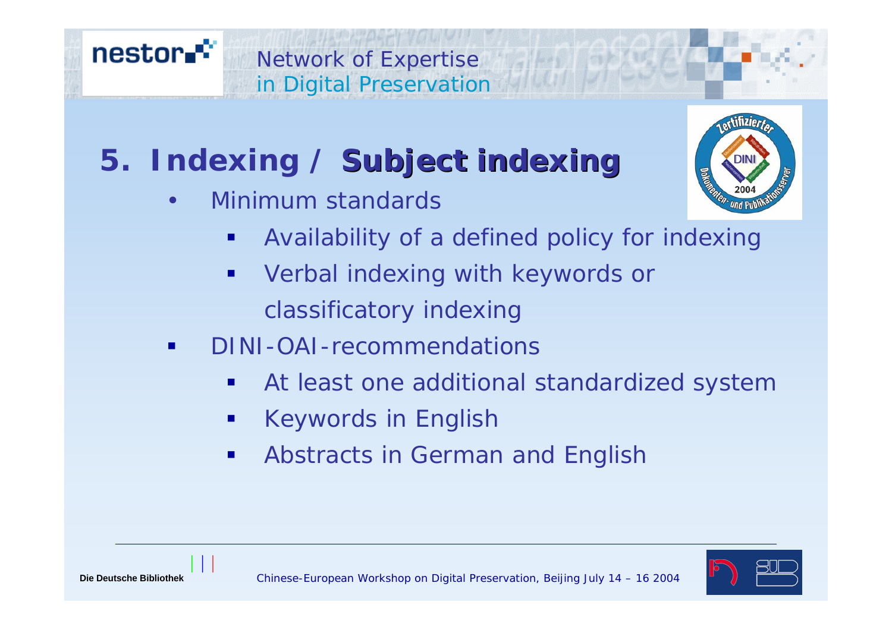# 5. Indexing / Subject indexing

- Minimum standards
  - Availability of a defined policy for indexing
  - Verbal indexing with keywords or classificatory indexing
- DINI-OAI-recommendations
  - At least one additional standardized system
  - Keywords in English
  - Abstracts in German and English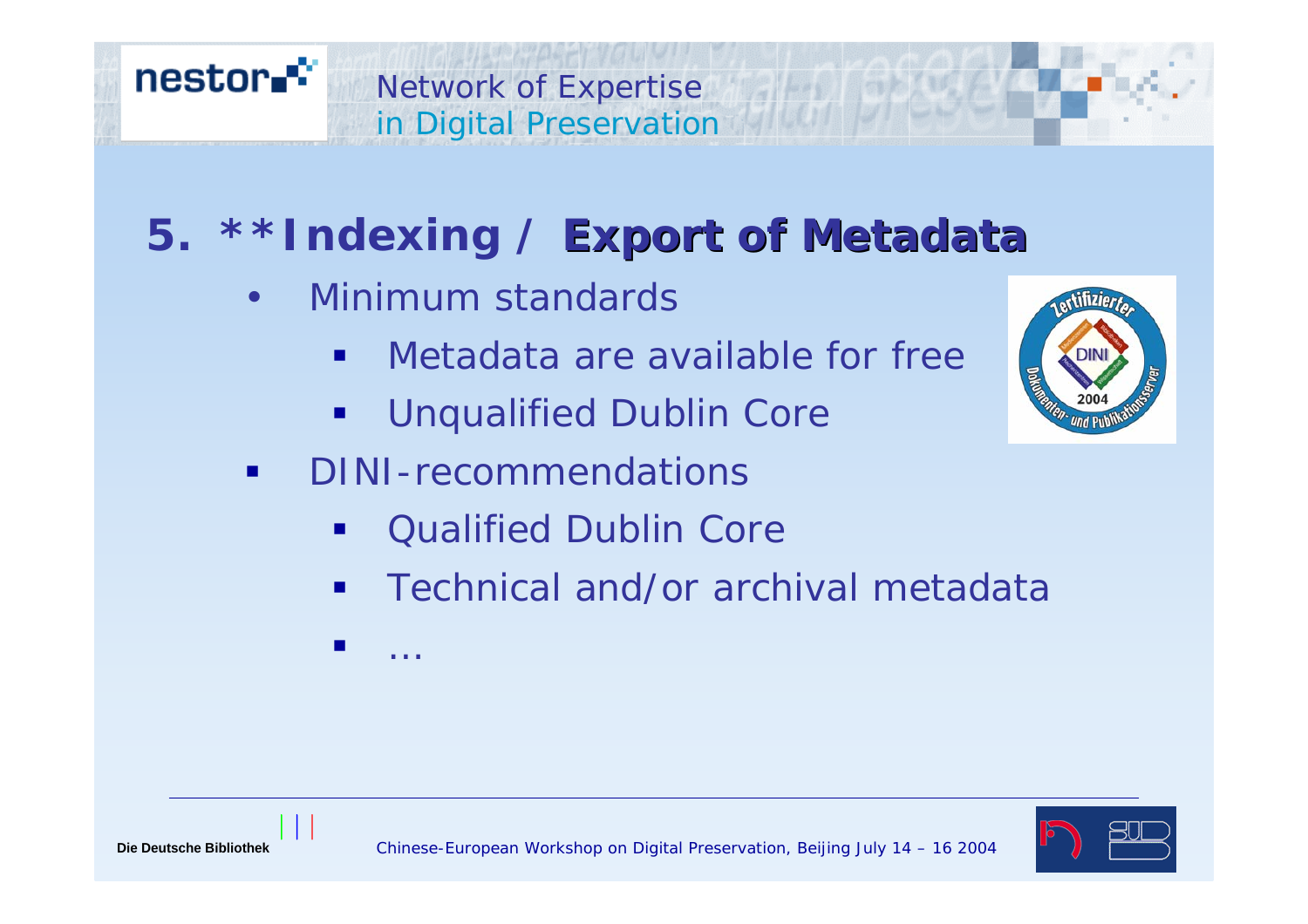## 5. **Indexing / Export of Metadata

- Minimum standards
  - Metadata are available for free
  - Unqualified Dublin Core
- DINI-recommendations
  - Qualified Dublin Core
  - Technical and/or archival metadata
  - …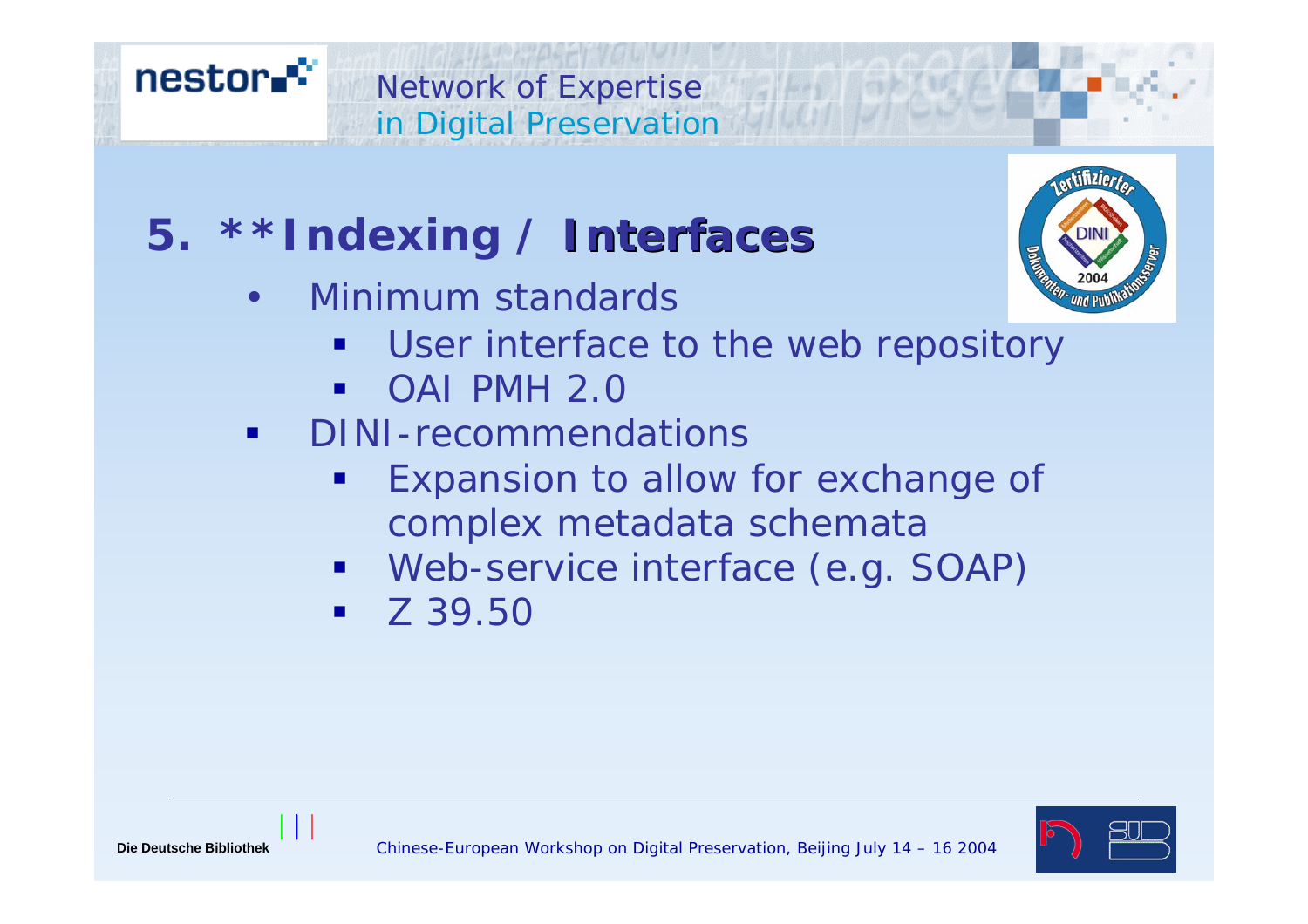## 5. **Indexing / Interfaces

- Minimum standards
  - User interface to the web repository
  - OAI PMH 2.0
- DINI-recommendations
  - Expansion to allow for exchange of complex metadata schemata
  - Web-service interface (e.g. SOAP)
  - Z 39.50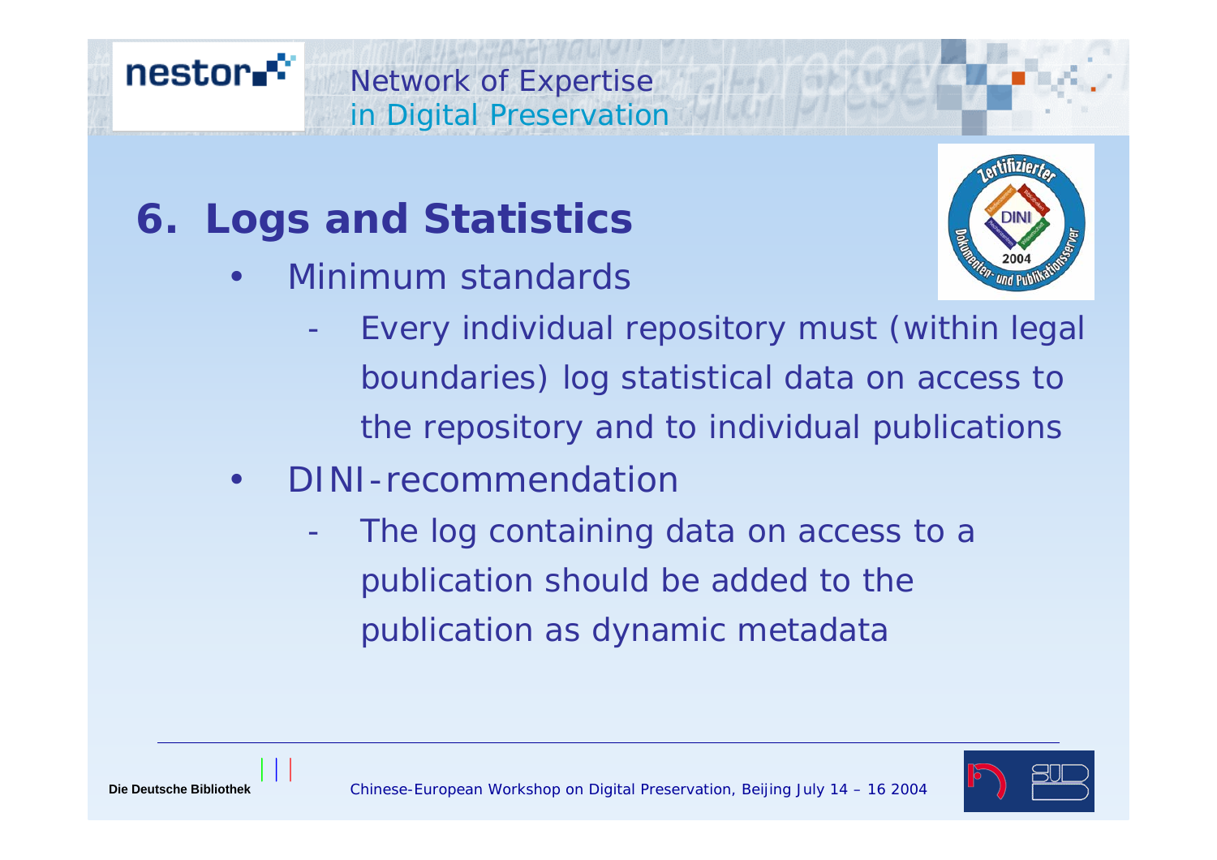# 6. Logs and Statistics

- Minimum standards
  - Every individual repository must (within legal boundaries) log statistical data on access to the repository and to individual publications
- DINI-recommendation
  - The log containing data on access to a publication should be added to the publication as dynamic metadata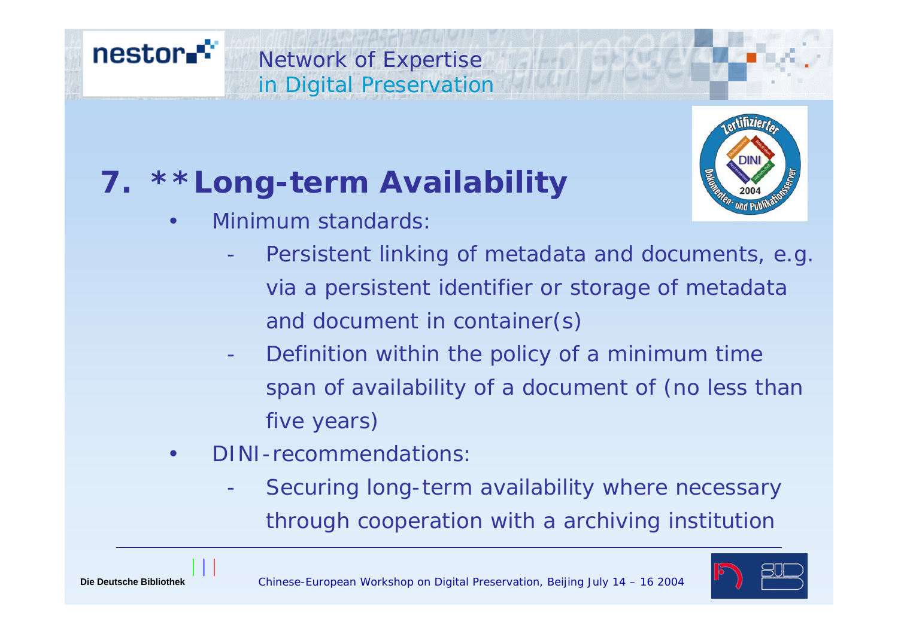# 7. **Long-term Availability

- Minimum standards:
  - Persistent linking of metadata and documents, e.g. via a persistent identifier or storage of metadata and document in container(s)
  - Definition within the policy of a minimum time span of availability of a document of (no less than five years)
- DINI-recommendations:
  - Securing long-term availability where necessary through cooperation with a archiving institution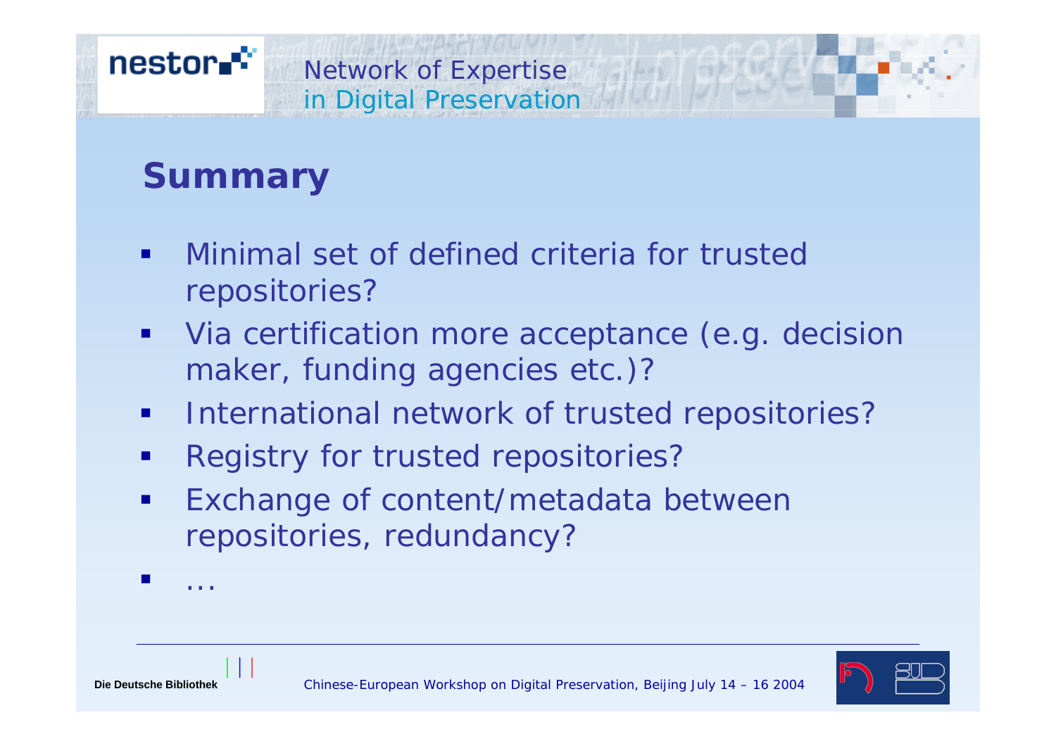# Summary

- Minimal set of defined criteria for trusted repositories?
- Via certification more acceptance (e.g. decision maker, funding agencies etc.)?
- International network of trusted repositories?
- Registry for trusted repositories?
- Exchange of content/metadata between repositories, redundancy?
- ...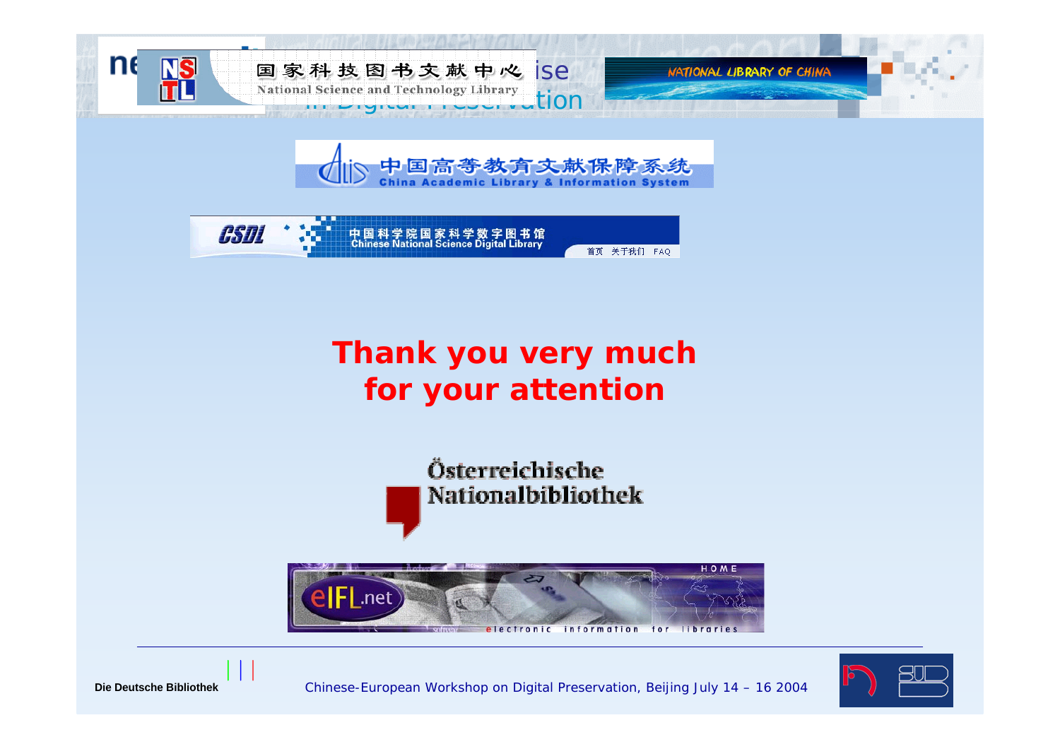国家科技图书文献中心
National Science and Technology Library

NATIONAL LIBRARY OF CHINA

中国高等教育文献保障系统
China Academic Library & Information System

CSDL 中国科学院国家科学数字图书馆
Chinese National Science Digital Library

首页 关于我们 FAQ

# Thank you very much for your attention

Österreichische Nationalbibliothek

eIFL.net
electronic information for libraries

HOME